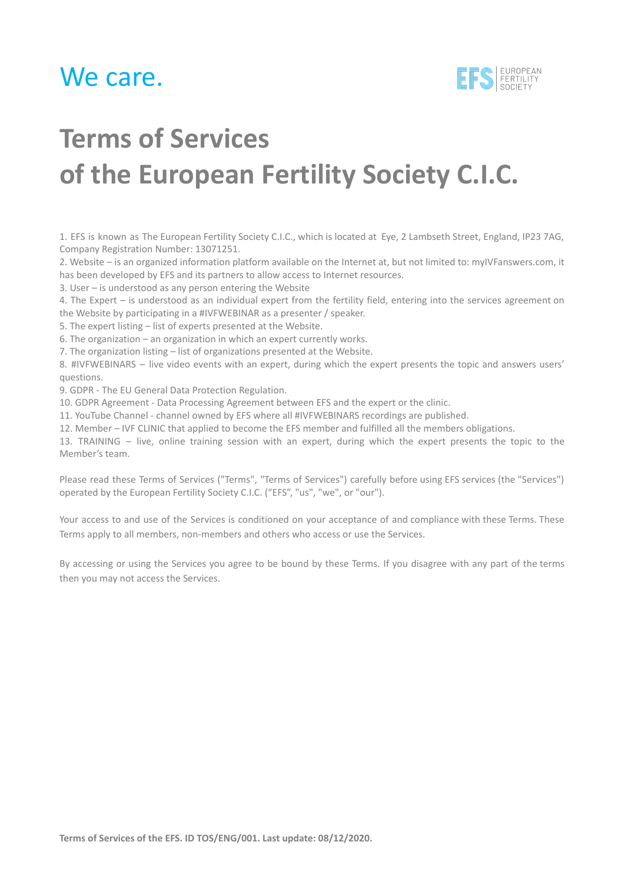We care.

# Terms of Services of the European Fertility Society C.I.C.

1. EFS is known as The European Fertility Society C.I.C., which is located at Eye, 2 Lambseth Street, England, IP23 7AG, Company Registration Number: 13071251.
2. Website – is an organized information platform available on the Internet at, but not limited to: myIVFanswers.com, it has been developed by EFS and its partners to allow access to Internet resources.
3. User – is understood as any person entering the Website
4. The Expert – is understood as an individual expert from the fertility field, entering into the services agreement on the Website by participating in a #IVFWEBINAR as a presenter / speaker.
5. The expert listing – list of experts presented at the Website.
6. The organization – an organization in which an expert currently works.
7. The organization listing – list of organizations presented at the Website.
8. #IVFWEBINARS – live video events with an expert, during which the expert presents the topic and answers users' questions.
9. GDPR - The EU General Data Protection Regulation.
10. GDPR Agreement - Data Processing Agreement between EFS and the expert or the clinic.
11. YouTube Channel - channel owned by EFS where all #IVFWEBINARS recordings are published.
12. Member – IVF CLINIC that applied to become the EFS member and fulfilled all the members obligations.
13. TRAINING – live, online training session with an expert, during which the expert presents the topic to the Member's team.

Please read these Terms of Services ("Terms", "Terms of Services") carefully before using EFS services (the "Services") operated by the European Fertility Society C.I.C. ("EFS", "us", "we", or "our").

Your access to and use of the Services is conditioned on your acceptance of and compliance with these Terms. These Terms apply to all members, non-members and others who access or use the Services.

By accessing or using the Services you agree to be bound by these Terms. If you disagree with any part of the terms then you may not access the Services.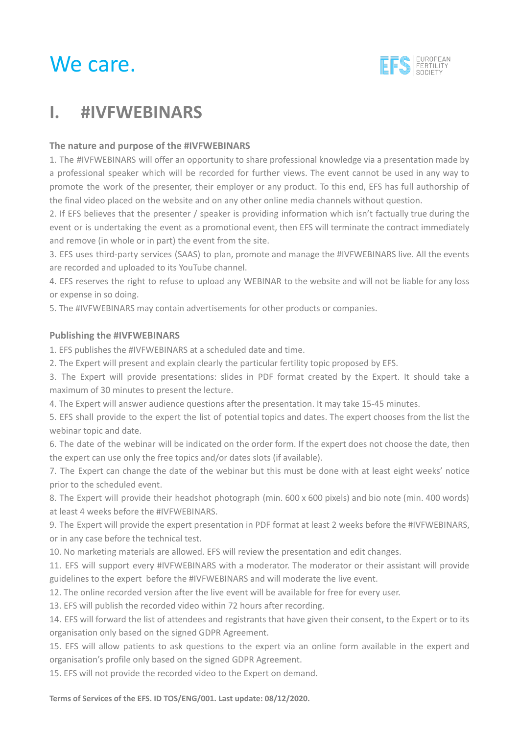# We care.

## I. #IVFWEBINARS

### The nature and purpose of the #IVFWEBINARS

1. The #IVFWEBINARS will offer an opportunity to share professional knowledge via a presentation made by a professional speaker which will be recorded for further views. The event cannot be used in any way to promote the work of the presenter, their employer or any product. To this end, EFS has full authorship of the final video placed on the website and on any other online media channels without question.
2. If EFS believes that the presenter / speaker is providing information which isn't factually true during the event or is undertaking the event as a promotional event, then EFS will terminate the contract immediately and remove (in whole or in part) the event from the site.
3. EFS uses third-party services (SAAS) to plan, promote and manage the #IVFWEBINARS live. All the events are recorded and uploaded to its YouTube channel.
4. EFS reserves the right to refuse to upload any WEBINAR to the website and will not be liable for any loss or expense in so doing.
5. The #IVFWEBINARS may contain advertisements for other products or companies.

### Publishing the #IVFWEBINARS

1. EFS publishes the #IVFWEBINARS at a scheduled date and time.
2. The Expert will present and explain clearly the particular fertility topic proposed by EFS.
3. The Expert will provide presentations: slides in PDF format created by the Expert. It should take a maximum of 30 minutes to present the lecture.
4. The Expert will answer audience questions after the presentation. It may take 15-45 minutes.
5. EFS shall provide to the expert the list of potential topics and dates. The expert chooses from the list the webinar topic and date.
6. The date of the webinar will be indicated on the order form. If the expert does not choose the date, then the expert can use only the free topics and/or dates slots (if available).
7. The Expert can change the date of the webinar but this must be done with at least eight weeks' notice prior to the scheduled event.
8. The Expert will provide their headshot photograph (min. 600 x 600 pixels) and bio note (min. 400 words) at least 4 weeks before the #IVFWEBINARS.
9. The Expert will provide the expert presentation in PDF format at least 2 weeks before the #IVFWEBINARS, or in any case before the technical test.
10. No marketing materials are allowed. EFS will review the presentation and edit changes.
11. EFS will support every #IVFWEBINARS with a moderator. The moderator or their assistant will provide guidelines to the expert before the #IVFWEBINARS and will moderate the live event.
12. The online recorded version after the live event will be available for free for every user.
13. EFS will publish the recorded video within 72 hours after recording.
14. EFS will forward the list of attendees and registrants that have given their consent, to the Expert or to its organisation only based on the signed GDPR Agreement.
15. EFS will allow patients to ask questions to the expert via an online form available in the expert and organisation's profile only based on the signed GDPR Agreement.

15\. EFS will not provide the recorded video to the Expert on demand.

**Terms of Services of the EFS. ID TOS/ENG/001. Last update: 08/12/2020.**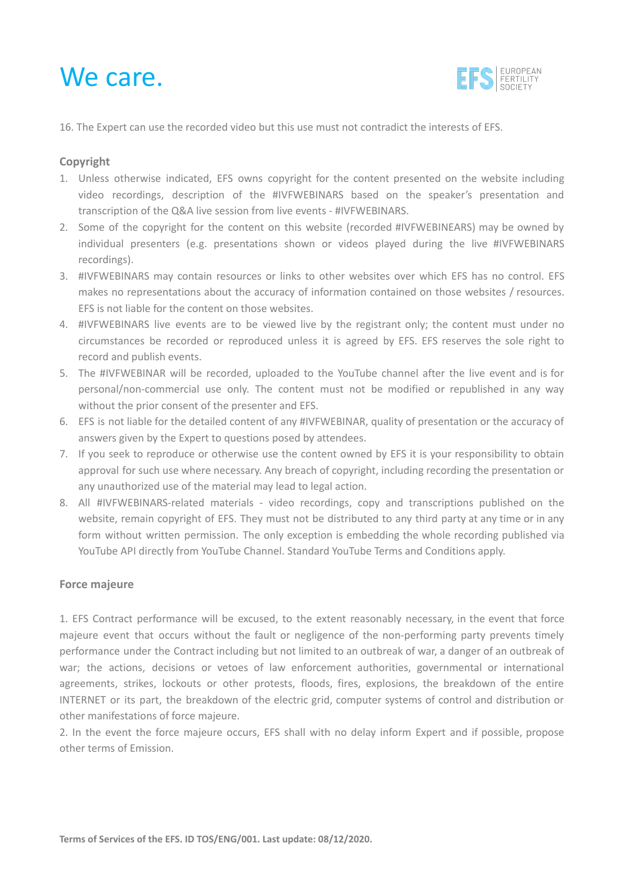16. The Expert can use the recorded video but this use must not contradict the interests of EFS.

## Copyright

1. Unless otherwise indicated, EFS owns copyright for the content presented on the website including video recordings, description of the #IVFWEBINARS based on the speaker's presentation and transcription of the Q&A live session from live events - #IVFWEBINARS.
2. Some of the copyright for the content on this website (recorded #IVFWEBINEARS) may be owned by individual presenters (e.g. presentations shown or videos played during the live #IVFWEBINARS recordings).
3. #IVFWEBINARS may contain resources or links to other websites over which EFS has no control. EFS makes no representations about the accuracy of information contained on those websites / resources. EFS is not liable for the content on those websites.
4. #IVFWEBINARS live events are to be viewed live by the registrant only; the content must under no circumstances be recorded or reproduced unless it is agreed by EFS. EFS reserves the sole right to record and publish events.
5. The #IVFWEBINAR will be recorded, uploaded to the YouTube channel after the live event and is for personal/non-commercial use only. The content must not be modified or republished in any way without the prior consent of the presenter and EFS.
6. EFS is not liable for the detailed content of any #IVFWEBINAR, quality of presentation or the accuracy of answers given by the Expert to questions posed by attendees.
7. If you seek to reproduce or otherwise use the content owned by EFS it is your responsibility to obtain approval for such use where necessary. Any breach of copyright, including recording the presentation or any unauthorized use of the material may lead to legal action.
8. All #IVFWEBINARS-related materials - video recordings, copy and transcriptions published on the website, remain copyright of EFS. They must not be distributed to any third party at any time or in any form without written permission. The only exception is embedding the whole recording published via YouTube API directly from YouTube Channel. Standard YouTube Terms and Conditions apply.

## Force majeure

1. EFS Contract performance will be excused, to the extent reasonably necessary, in the event that force majeure event that occurs without the fault or negligence of the non-performing party prevents timely performance under the Contract including but not limited to an outbreak of war, a danger of an outbreak of war; the actions, decisions or vetoes of law enforcement authorities, governmental or international agreements, strikes, lockouts or other protests, floods, fires, explosions, the breakdown of the entire INTERNET or its part, the breakdown of the electric grid, computer systems of control and distribution or other manifestations of force majeure.
2. In the event the force majeure occurs, EFS shall with no delay inform Expert and if possible, propose other terms of Emission.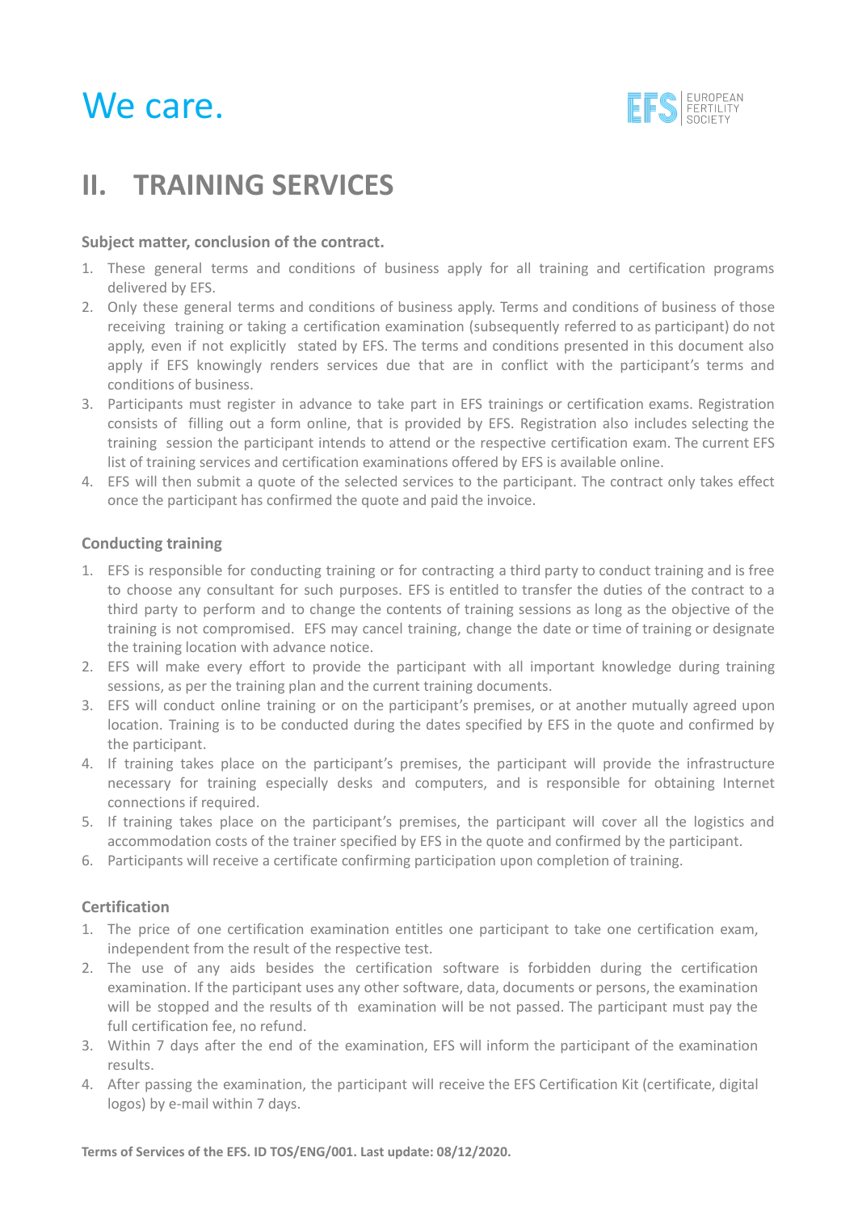# II. TRAINING SERVICES

**Subject matter, conclusion of the contract.**

1. These general terms and conditions of business apply for all training and certification programs delivered by EFS.
2. Only these general terms and conditions of business apply. Terms and conditions of business of those receiving training or taking a certification examination (subsequently referred to as participant) do not apply, even if not explicitly stated by EFS. The terms and conditions presented in this document also apply if EFS knowingly renders services due that are in conflict with the participant's terms and conditions of business.
3. Participants must register in advance to take part in EFS trainings or certification exams. Registration consists of filling out a form online, that is provided by EFS. Registration also includes selecting the training session the participant intends to attend or the respective certification exam. The current EFS list of training services and certification examinations offered by EFS is available online.
4. EFS will then submit a quote of the selected services to the participant. The contract only takes effect once the participant has confirmed the quote and paid the invoice.

**Conducting training**

1. EFS is responsible for conducting training or for contracting a third party to conduct training and is free to choose any consultant for such purposes. EFS is entitled to transfer the duties of the contract to a third party to perform and to change the contents of training sessions as long as the objective of the training is not compromised. EFS may cancel training, change the date or time of training or designate the training location with advance notice.
2. EFS will make every effort to provide the participant with all important knowledge during training sessions, as per the training plan and the current training documents.
3. EFS will conduct online training or on the participant's premises, or at another mutually agreed upon location. Training is to be conducted during the dates specified by EFS in the quote and confirmed by the participant.
4. If training takes place on the participant's premises, the participant will provide the infrastructure necessary for training especially desks and computers, and is responsible for obtaining Internet connections if required.
5. If training takes place on the participant's premises, the participant will cover all the logistics and accommodation costs of the trainer specified by EFS in the quote and confirmed by the participant.
6. Participants will receive a certificate confirming participation upon completion of training.

**Certification**

1. The price of one certification examination entitles one participant to take one certification exam, independent from the result of the respective test.
2. The use of any aids besides the certification software is forbidden during the certification examination. If the participant uses any other software, data, documents or persons, the examination will be stopped and the results of th examination will be not passed. The participant must pay the full certification fee, no refund.
3. Within 7 days after the end of the examination, EFS will inform the participant of the examination results.
4. After passing the examination, the participant will receive the EFS Certification Kit (certificate, digital logos) by e-mail within 7 days.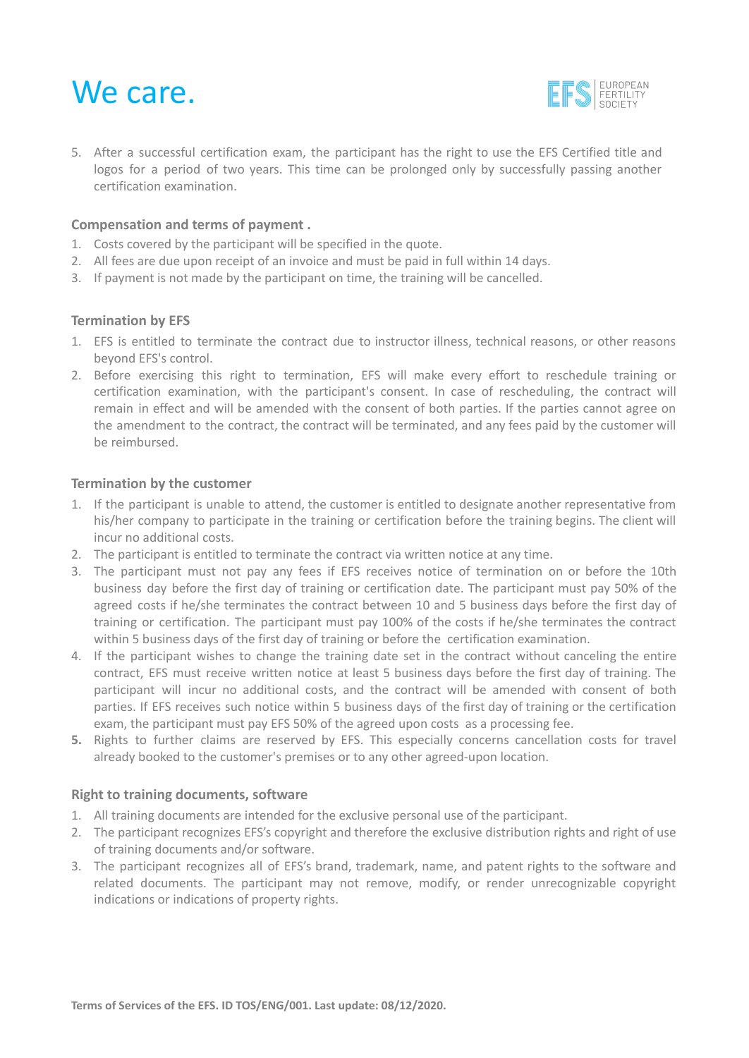5. After a successful certification exam, the participant has the right to use the EFS Certified title and logos for a period of two years. This time can be prolonged only by successfully passing another certification examination.

### Compensation and terms of payment .

1. Costs covered by the participant will be specified in the quote.
2. All fees are due upon receipt of an invoice and must be paid in full within 14 days.
3. If payment is not made by the participant on time, the training will be cancelled.

### Termination by EFS

1. EFS is entitled to terminate the contract due to instructor illness, technical reasons, or other reasons beyond EFS's control.
2. Before exercising this right to termination, EFS will make every effort to reschedule training or certification examination, with the participant's consent. In case of rescheduling, the contract will remain in effect and will be amended with the consent of both parties. If the parties cannot agree on the amendment to the contract, the contract will be terminated, and any fees paid by the customer will be reimbursed.

### Termination by the customer

1. If the participant is unable to attend, the customer is entitled to designate another representative from his/her company to participate in the training or certification before the training begins. The client will incur no additional costs.
2. The participant is entitled to terminate the contract via written notice at any time.
3. The participant must not pay any fees if EFS receives notice of termination on or before the 10th business day before the first day of training or certification date. The participant must pay 50% of the agreed costs if he/she terminates the contract between 10 and 5 business days before the first day of training or certification. The participant must pay 100% of the costs if he/she terminates the contract within 5 business days of the first day of training or before the certification examination.
4. If the participant wishes to change the training date set in the contract without canceling the entire contract, EFS must receive written notice at least 5 business days before the first day of training. The participant will incur no additional costs, and the contract will be amended with consent of both parties. If EFS receives such notice within 5 business days of the first day of training or the certification exam, the participant must pay EFS 50% of the agreed upon costs as a processing fee.
5. Rights to further claims are reserved by EFS. This especially concerns cancellation costs for travel already booked to the customer's premises or to any other agreed-upon location.

### Right to training documents, software

1. All training documents are intended for the exclusive personal use of the participant.
2. The participant recognizes EFS's copyright and therefore the exclusive distribution rights and right of use of training documents and/or software.
3. The participant recognizes all of EFS's brand, trademark, name, and patent rights to the software and related documents. The participant may not remove, modify, or render unrecognizable copyright indications or indications of property rights.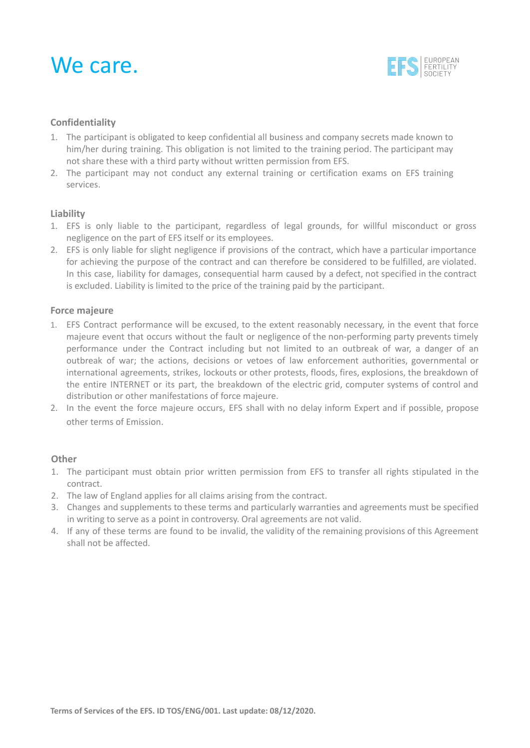We care.

## Confidentiality

1. The participant is obligated to keep confidential all business and company secrets made known to him/her during training. This obligation is not limited to the training period. The participant may not share these with a third party without written permission from EFS.
2. The participant may not conduct any external training or certification exams on EFS training services.

## Liability

1. EFS is only liable to the participant, regardless of legal grounds, for willful misconduct or gross negligence on the part of EFS itself or its employees.
2. EFS is only liable for slight negligence if provisions of the contract, which have a particular importance for achieving the purpose of the contract and can therefore be considered to be fulfilled, are violated. In this case, liability for damages, consequential harm caused by a defect, not specified in the contract is excluded. Liability is limited to the price of the training paid by the participant.

## Force majeure

1. EFS Contract performance will be excused, to the extent reasonably necessary, in the event that force majeure event that occurs without the fault or negligence of the non-performing party prevents timely performance under the Contract including but not limited to an outbreak of war, a danger of an outbreak of war; the actions, decisions or vetoes of law enforcement authorities, governmental or international agreements, strikes, lockouts or other protests, floods, fires, explosions, the breakdown of the entire INTERNET or its part, the breakdown of the electric grid, computer systems of control and distribution or other manifestations of force majeure.
2. In the event the force majeure occurs, EFS shall with no delay inform Expert and if possible, propose other terms of Emission.

## Other

1. The participant must obtain prior written permission from EFS to transfer all rights stipulated in the contract.
2. The law of England applies for all claims arising from the contract.
3. Changes and supplements to these terms and particularly warranties and agreements must be specified in writing to serve as a point in controversy. Oral agreements are not valid.
4. If any of these terms are found to be invalid, the validity of the remaining provisions of this Agreement shall not be affected.

**Terms of Services of the EFS. ID TOS/ENG/001. Last update: 08/12/2020.**